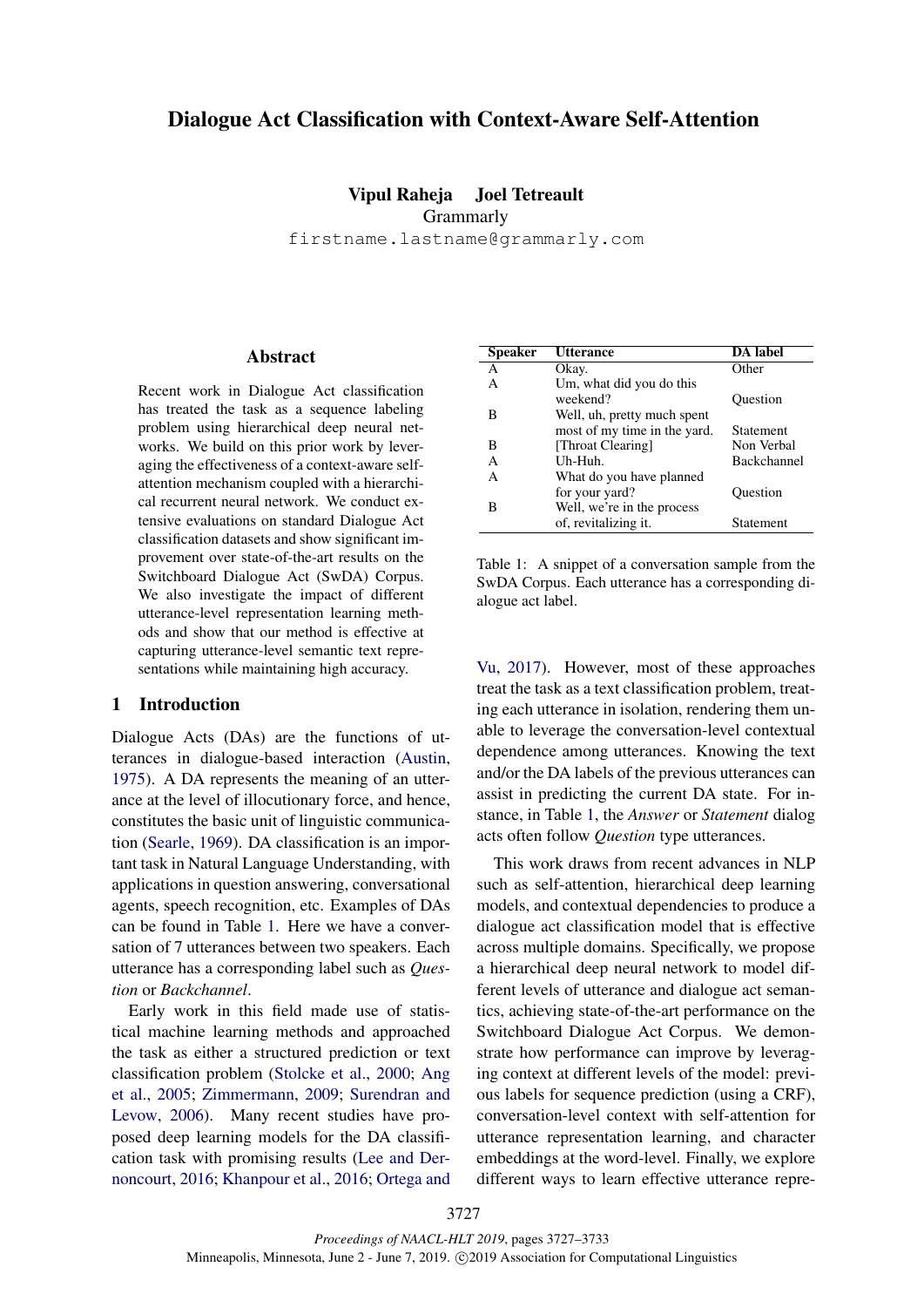# Dialogue Act Classification with Context-Aware Self-Attention

**Vipul Raheja** **Joel Tetreault**
Grammarly
firstname.lastname@grammarly.com

## Abstract

Recent work in Dialogue Act classification has treated the task as a sequence labeling problem using hierarchical deep neural networks. We build on this prior work by leveraging the effectiveness of a context-aware self-attention mechanism coupled with a hierarchical recurrent neural network. We conduct extensive evaluations on standard Dialogue Act classification datasets and show significant improvement over state-of-the-art results on the Switchboard Dialogue Act (SwDA) Corpus. We also investigate the impact of different utterance-level representation learning methods and show that our method is effective at capturing utterance-level semantic text representations while maintaining high accuracy.

## 1 Introduction

Dialogue Acts (DAs) are the functions of utterances in dialogue-based interaction (Austin, 1975). A DA represents the meaning of an utterance at the level of illocutionary force, and hence, constitutes the basic unit of linguistic communication (Searle, 1969). DA classification is an important task in Natural Language Understanding, with applications in question answering, conversational agents, speech recognition, etc. Examples of DAs can be found in Table 1. Here we have a conversation of 7 utterances between two speakers. Each utterance has a corresponding label such as *Question* or *Backchannel*.

Early work in this field made use of statistical machine learning methods and approached the task as either a structured prediction or text classification problem (Stolcke et al., 2000; Ang et al., 2005; Zimmermann, 2009; Surendran and Levow, 2006). Many recent studies have proposed deep learning models for the DA classification task with promising results (Lee and Dernoncourt, 2016; Khanpour et al., 2016; Ortega and Vu, 2017). However, most of these approaches treat the task as a text classification problem, treating each utterance in isolation, rendering them unable to leverage the conversation-level contextual dependence among utterances. Knowing the text and/or the DA labels of the previous utterances can assist in predicting the current DA state. For instance, in Table 1, the *Answer* or *Statement* dialog acts often follow *Question* type utterances.

| Speaker | Utterance | DA label |
|---|---|---|
| A | Okay. | Other |
| A | Um, what did you do this weekend? | Question |
| B | Well, uh, pretty much spent most of my time in the yard. | Statement |
| B | [Throat Clearing] | Non Verbal |
| A | Uh-Huh. | Backchannel |
| A | What do you have planned for your yard? | Question |
| B | Well, we're in the process of, revitalizing it. | Statement |

Table 1: A snippet of a conversation sample from the SwDA Corpus. Each utterance has a corresponding dialogue act label.

This work draws from recent advances in NLP such as self-attention, hierarchical deep learning models, and contextual dependencies to produce a dialogue act classification model that is effective across multiple domains. Specifically, we propose a hierarchical deep neural network to model different levels of utterance and dialogue act semantics, achieving state-of-the-art performance on the Switchboard Dialogue Act Corpus. We demonstrate how performance can improve by leveraging context at different levels of the model: previous labels for sequence prediction (using a CRF), conversation-level context with self-attention for utterance representation learning, and character embeddings at the word-level. Finally, we explore different ways to learn effective utterance repre-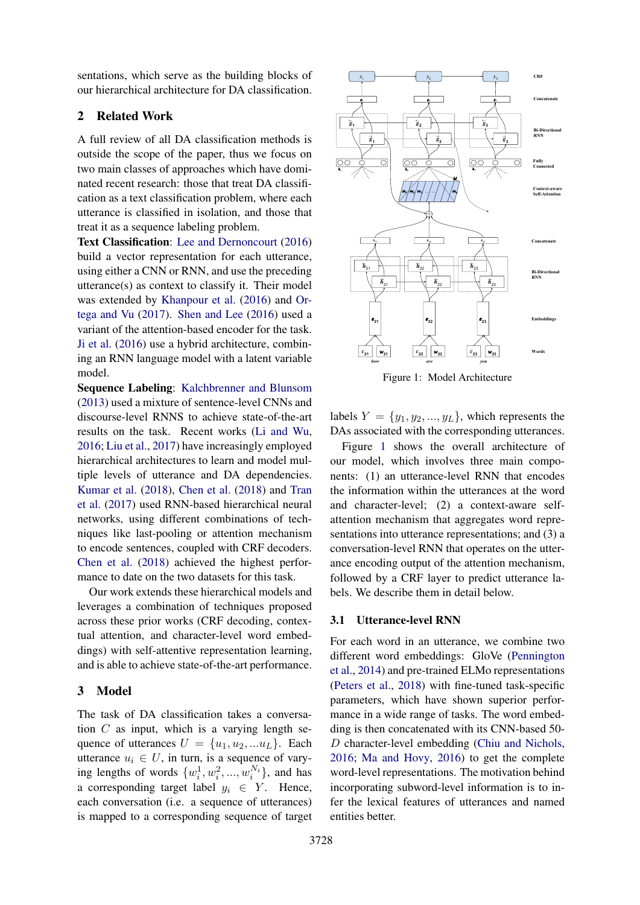sentations, which serve as the building blocks of our hierarchical architecture for DA classification.

## 2 Related Work

A full review of all DA classification methods is outside the scope of the paper, thus we focus on two main classes of approaches which have dominated recent research: those that treat DA classification as a text classification problem, where each utterance is classified in isolation, and those that treat it as a sequence labeling problem.

**Text Classification**: Lee and Dernoncourt (2016) build a vector representation for each utterance, using either a CNN or RNN, and use the preceding utterance(s) as context to classify it. Their model was extended by Khanpour et al. (2016) and Ortega and Vu (2017). Shen and Lee (2016) used a variant of the attention-based encoder for the task. Ji et al. (2016) use a hybrid architecture, combining an RNN language model with a latent variable model.

**Sequence Labeling**: Kalchbrenner and Blunsom (2013) used a mixture of sentence-level CNNs and discourse-level RNNS to achieve state-of-the-art results on the task. Recent works (Li and Wu, 2016; Liu et al., 2017) have increasingly employed hierarchical architectures to learn and model multiple levels of utterance and DA dependencies. Kumar et al. (2018), Chen et al. (2018) and Tran et al. (2017) used RNN-based hierarchical neural networks, using different combinations of techniques like last-pooling or attention mechanism to encode sentences, coupled with CRF decoders. Chen et al. (2018) achieved the highest performance to date on the two datasets for this task.

Our work extends these hierarchical models and leverages a combination of techniques proposed across these prior works (CRF decoding, contextual attention, and character-level word embeddings) with self-attentive representation learning, and is able to achieve state-of-the-art performance.

## 3 Model

The task of DA classification takes a conversation $C$ as input, which is a varying length sequence of utterances $U = \{u_1, u_2, ...u_L\}$. Each utterance $u_i \in U$, in turn, is a sequence of varying lengths of words $\{w_i^1, w_i^2, ..., w_i^{N_i}\}$, and has a corresponding target label $y_i \in Y$. Hence, each conversation (i.e. a sequence of utterances) is mapped to a corresponding sequence of target labels $Y = \{y_1, y_2, ..., y_L\}$, which represents the DAs associated with the corresponding utterances.

CRF
Concatenate
Bi-Directional RNN
Fully Connected
Context-aware Self-Attention
Concatenate
Bi-Directional RNN
Embeddings
Words
how
are
you

Figure 1: Model Architecture

Figure 1 shows the overall architecture of our model, which involves three main components: (1) an utterance-level RNN that encodes the information within the utterances at the word and character-level; (2) a context-aware self-attention mechanism that aggregates word representations into utterance representations; and (3) a conversation-level RNN that operates on the utterance encoding output of the attention mechanism, followed by a CRF layer to predict utterance labels. We describe them in detail below.

### 3.1 Utterance-level RNN

For each word in an utterance, we combine two different word embeddings: GloVe (Pennington et al., 2014) and pre-trained ELMo representations (Peters et al., 2018) with fine-tuned task-specific parameters, which have shown superior performance in a wide range of tasks. The word embedding is then concatenated with its CNN-based 50-$D$ character-level embedding (Chiu and Nichols, 2016; Ma and Hovy, 2016) to get the complete word-level representations. The motivation behind incorporating subword-level information is to infer the lexical features of utterances and named entities better.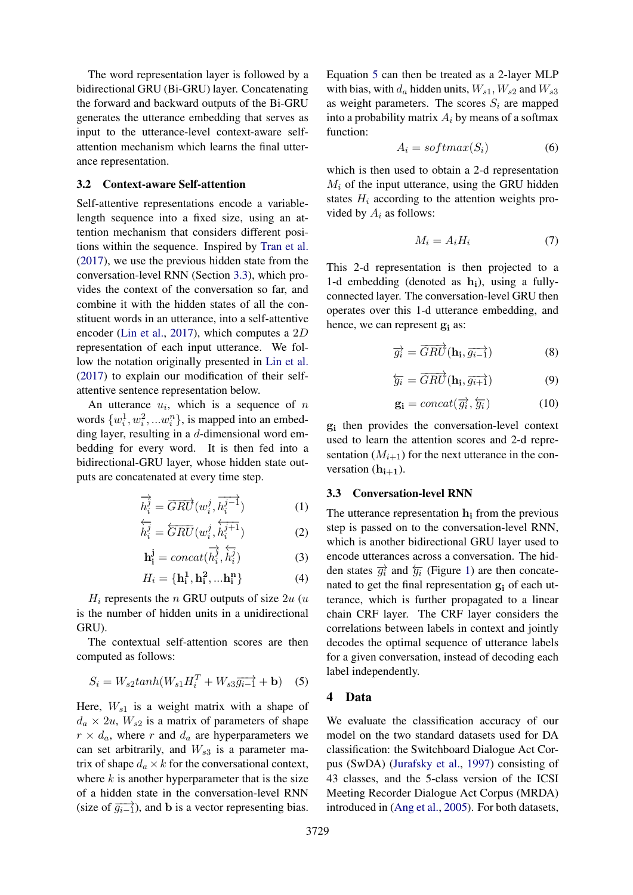The word representation layer is followed by a bidirectional GRU (Bi-GRU) layer. Concatenating the forward and backward outputs of the Bi-GRU generates the utterance embedding that serves as input to the utterance-level context-aware self-attention mechanism which learns the final utterance representation.

### 3.2 Context-aware Self-attention

Self-attentive representations encode a variable-length sequence into a fixed size, using an attention mechanism that considers different positions within the sequence. Inspired by Tran et al. (2017), we use the previous hidden state from the conversation-level RNN (Section 3.3), which provides the context of the conversation so far, and combine it with the hidden states of all the constituent words in an utterance, into a self-attentive encoder (Lin et al., 2017), which computes a $2D$ representation of each input utterance. We follow the notation originally presented in Lin et al. (2017) to explain our modification of their self-attentive sentence representation below.

An utterance $u_i$, which is a sequence of $n$ words $\{w_i^1, w_i^2, ... w_i^n\}$, is mapped into an embedding layer, resulting in a $d$-dimensional word embedding for every word. It is then fed into a bidirectional-GRU layer, whose hidden state outputs are concatenated at every time step.

$$\overrightarrow{h_i^j} = \overrightarrow{GRU}(w_i^j, \overrightarrow{h_i^{j-1}}) \quad (1)$$

$$\overleftarrow{h_i^j} = \overleftarrow{GRU}(w_i^j, \overleftarrow{h_i^{j+1}}) \quad (2)$$

$$\mathbf{h_i^j} = concat(\overrightarrow{h_i^j}, \overleftarrow{h_i^j}) \quad (3)$$

$$H_i = \{\mathbf{h_i^1}, \mathbf{h_i^2}, ... \mathbf{h_i^n}\} \quad (4)$$

$H_i$ represents the $n$ GRU outputs of size $2u$ ($u$ is the number of hidden units in a unidirectional GRU).

The contextual self-attention scores are then computed as follows:

$$S_i = W_{s2} tanh(W_{s1} H_i^T + W_{s3} \overrightarrow{g_{i-1}} + \mathbf{b}) \quad (5)$$

Here, $W_{s1}$ is a weight matrix with a shape of $d_a \times 2u$, $W_{s2}$ is a matrix of parameters of shape $r \times d_a$, where $r$ and $d_a$ are hyperparameters we can set arbitrarily, and $W_{s3}$ is a parameter matrix of shape $d_a \times k$ for the conversational context, where $k$ is another hyperparameter that is the size of a hidden state in the conversation-level RNN (size of $\overrightarrow{g_{i-1}}$), and $\mathbf{b}$ is a vector representing bias. Equation 5 can then be treated as a 2-layer MLP with bias, with $d_a$ hidden units, $W_{s1}$, $W_{s2}$ and $W_{s3}$ as weight parameters. The scores $S_i$ are mapped into a probability matrix $A_i$ by means of a softmax function:

$$A_i = softmax(S_i) \quad (6)$$

which is then used to obtain a 2-d representation $M_i$ of the input utterance, using the GRU hidden states $H_i$ according to the attention weights provided by $A_i$ as follows:

$$M_i = A_i H_i \quad (7)$$

This 2-d representation is then projected to a 1-d embedding (denoted as $\mathbf{h_i}$), using a fully-connected layer. The conversation-level GRU then operates over this 1-d utterance embedding, and hence, we can represent $\mathbf{g_i}$ as:

$$\overrightarrow{g_i} = \overrightarrow{GRU}(\mathbf{h_i}, \overrightarrow{g_{i-1}}) \quad (8)$$

$$\overleftarrow{g_i} = \overleftarrow{GRU}(\mathbf{h_i}, \overleftarrow{g_{i+1}}) \quad (9)$$

$$\mathbf{g_i} = concat(\overrightarrow{g_i}, \overleftarrow{g_i}) \quad (10)$$

$\mathbf{g_i}$ then provides the conversation-level context used to learn the attention scores and 2-d representation ($M_{i+1}$) for the next utterance in the conversation ($\mathbf{h_{i+1}}$).

### 3.3 Conversation-level RNN

The utterance representation $\mathbf{h_i}$ from the previous step is passed on to the conversation-level RNN, which is another bidirectional GRU layer used to encode utterances across a conversation. The hidden states $\overrightarrow{g_i}$ and $\overleftarrow{g_i}$ (Figure 1) are then concatenated to get the final representation $\mathbf{g_i}$ of each utterance, which is further propagated to a linear chain CRF layer. The CRF layer considers the correlations between labels in context and jointly decodes the optimal sequence of utterance labels for a given conversation, instead of decoding each label independently.

## 4 Data

We evaluate the classification accuracy of our model on the two standard datasets used for DA classification: the Switchboard Dialogue Act Corpus (SwDA) (Jurafsky et al., 1997) consisting of 43 classes, and the 5-class version of the ICSI Meeting Recorder Dialogue Act Corpus (MRDA) introduced in (Ang et al., 2005). For both datasets,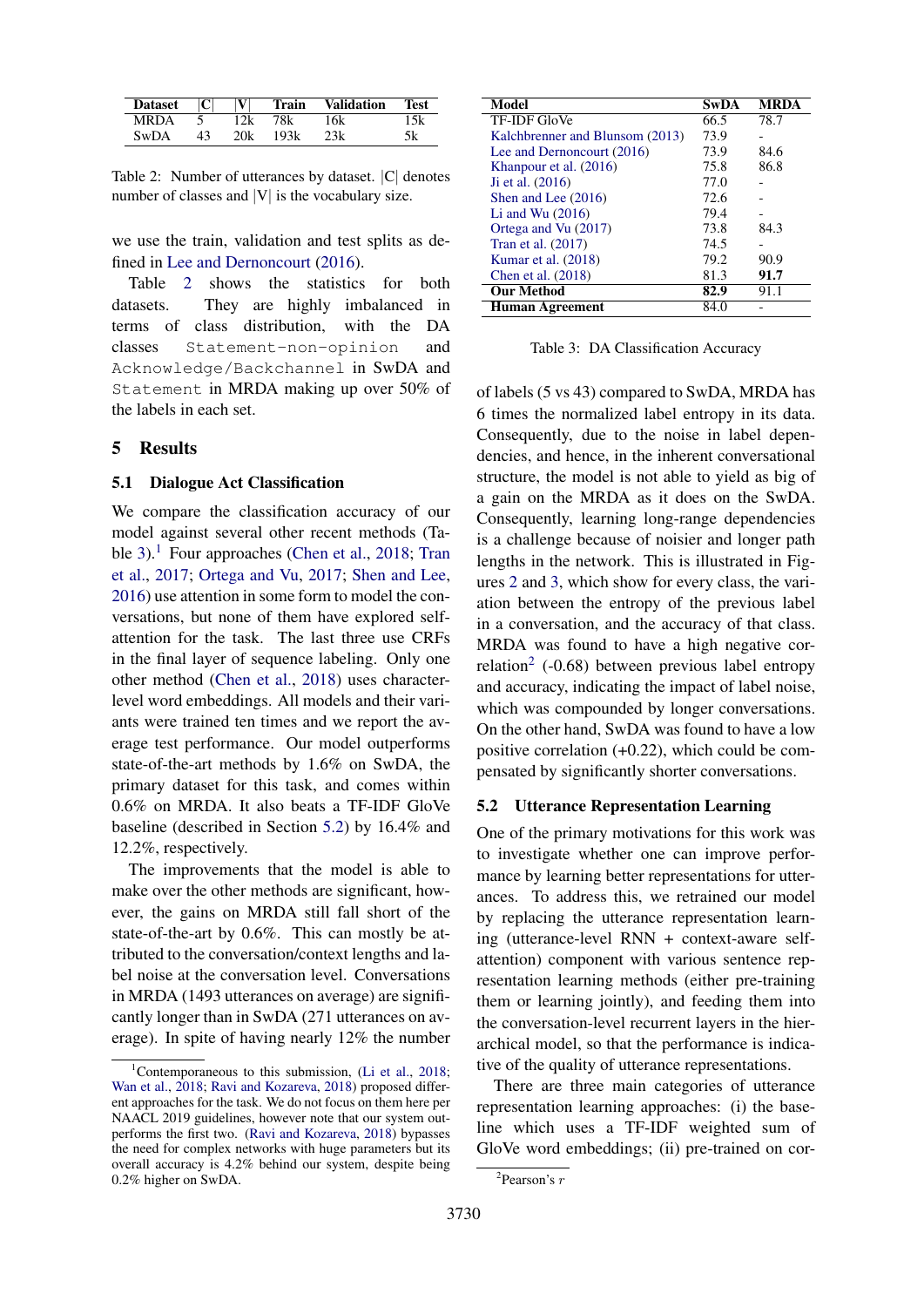| Dataset | $\|C\|$ | $\|V\|$ | Train | Validation | Test |
|---|---|---|---|---|---|
| MRDA | 5 | 12k | 78k | 16k | 15k |
| SwDA | 43 | 20k | 193k | 23k | 5k |

Table 2: Number of utterances by dataset. $|C|$ denotes number of classes and $|V|$ is the vocabulary size.

we use the train, validation and test splits as defined in Lee and Dernoncourt (2016).

Table 2 shows the statistics for both datasets. They are highly imbalanced in terms of class distribution, with the DA classes `Statement-non-opinion` and `Acknowledge/Backchannel` in SwDA and `Statement` in MRDA making up over 50% of the labels in each set.

## 5 Results

### 5.1 Dialogue Act Classification

We compare the classification accuracy of our model against several other recent methods (Table 3).[1] Four approaches (Chen et al., 2018; Tran et al., 2017; Ortega and Vu, 2017; Shen and Lee, 2016) use attention in some form to model the conversations, but none of them have explored self-attention for the task. The last three use CRFs in the final layer of sequence labeling. Only one other method (Chen et al., 2018) uses character-level word embeddings. All models and their variants were trained ten times and we report the average test performance. Our model outperforms state-of-the-art methods by 1.6% on SwDA, the primary dataset for this task, and comes within 0.6% on MRDA. It also beats a TF-IDF GloVe baseline (described in Section 5.2) by 16.4% and 12.2%, respectively.

The improvements that the model is able to make over the other methods are significant, however, the gains on MRDA still fall short of the state-of-the-art by 0.6%. This can mostly be attributed to the conversation/context lengths and label noise at the conversation level. Conversations in MRDA (1493 utterances on average) are significantly longer than in SwDA (271 utterances on average). In spite of having nearly 12% the number

| Model | SwDA | MRDA |
|---|---|---|
| TF-IDF GloVe | 66.5 | 78.7 |
| Kalchbrenner and Blunsom (2013) | 73.9 | - |
| Lee and Dernoncourt (2016) | 73.9 | 84.6 |
| Khanpour et al. (2016) | 75.8 | 86.8 |
| Ji et al. (2016) | 77.0 | - |
| Shen and Lee (2016) | 72.6 | - |
| Li and Wu (2016) | 79.4 | - |
| Ortega and Vu (2017) | 73.8 | 84.3 |
| Tran et al. (2017) | 74.5 | - |
| Kumar et al. (2018) | 79.2 | 90.9 |
| Chen et al. (2018) | 81.3 | **91.7** |
| **Our Method** | **82.9** | 91.1 |
| **Human Agreement** | 84.0 | - |

Table 3: DA Classification Accuracy

of labels (5 vs 43) compared to SwDA, MRDA has 6 times the normalized label entropy in its data. Consequently, due to the noise in label dependencies, and hence, in the inherent conversational structure, the model is not able to yield as big of a gain on the MRDA as it does on the SwDA. Consequently, learning long-range dependencies is a challenge because of noisier and longer path lengths in the network. This is illustrated in Figures 2 and 3, which show for every class, the variation between the entropy of the previous label in a conversation, and the accuracy of that class. MRDA was found to have a high negative correlation[2] (-0.68) between previous label entropy and accuracy, indicating the impact of label noise, which was compounded by longer conversations. On the other hand, SwDA was found to have a low positive correlation (+0.22), which could be compensated by significantly shorter conversations.

### 5.2 Utterance Representation Learning

One of the primary motivations for this work was to investigate whether one can improve performance by learning better representations for utterances. To address this, we retrained our model by replacing the utterance representation learning (utterance-level RNN + context-aware self-attention) component with various sentence representation learning methods (either pre-training them or learning jointly), and feeding them into the conversation-level recurrent layers in the hierarchical model, so that the performance is indicative of the quality of utterance representations.

There are three main categories of utterance representation learning approaches: (i) the baseline which uses a TF-IDF weighted sum of GloVe word embeddings; (ii) pre-trained on cor-

[1] Contemporaneous to this submission, (Li et al., 2018; Wan et al., 2018; Ravi and Kozareva, 2018) proposed different approaches for the task. We do not focus on them here per NAACL 2019 guidelines, however note that our system outperforms the first two. (Ravi and Kozareva, 2018) bypasses the need for complex networks with huge parameters but its overall accuracy is 4.2% behind our system, despite being 0.2% higher on SwDA.

[2] Pearson's $r$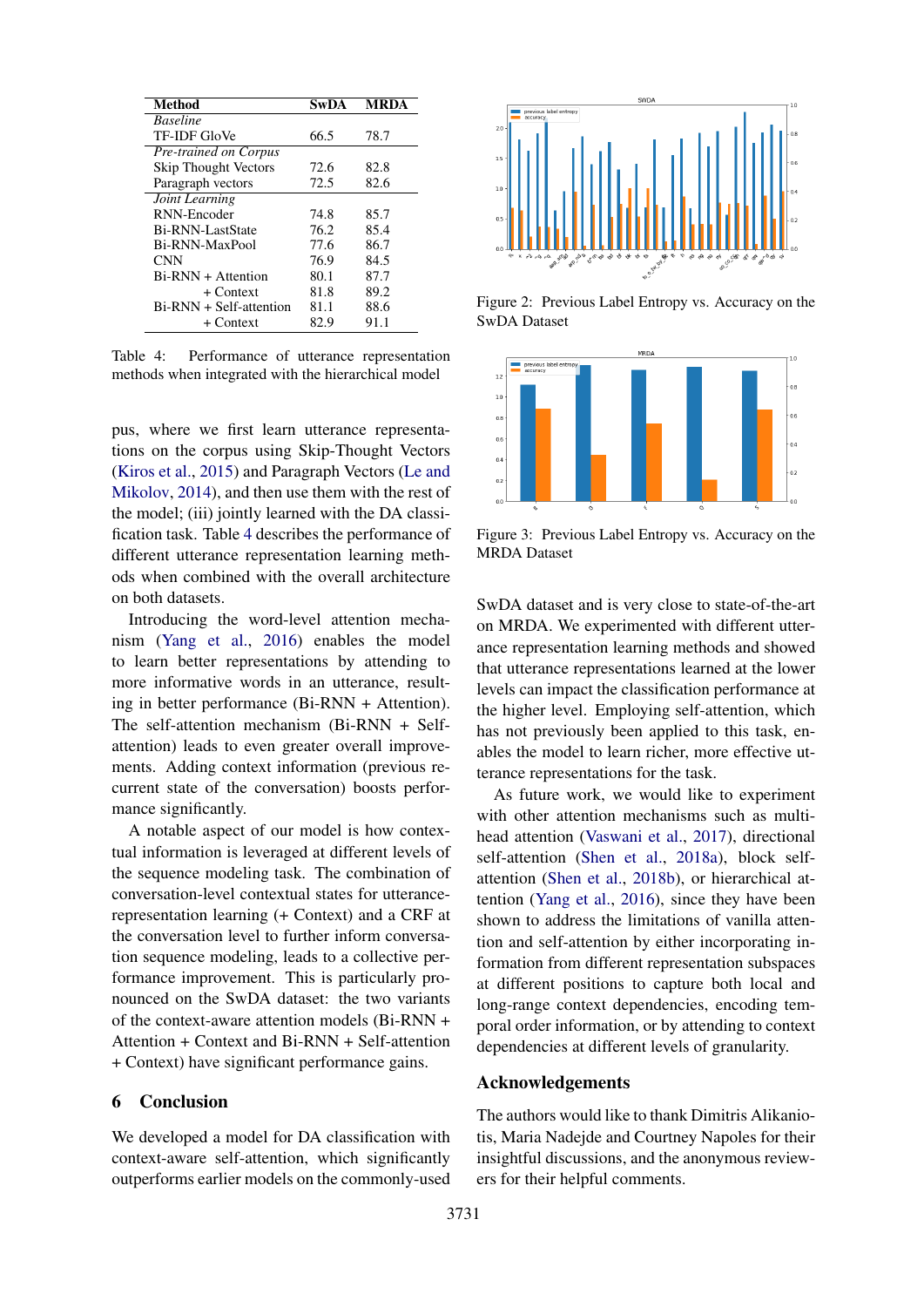| Method | SwDA | MRDA |
|---|---|---|
| *Baseline* | | |
| TF-IDF GloVe | 66.5 | 78.7 |
| *Pre-trained on Corpus* | | |
| Skip Thought Vectors | 72.6 | 82.8 |
| Paragraph vectors | 72.5 | 82.6 |
| *Joint Learning* | | |
| RNN-Encoder | 74.8 | 85.7 |
| Bi-RNN-LastState | 76.2 | 85.4 |
| Bi-RNN-MaxPool | 77.6 | 86.7 |
| CNN | 76.9 | 84.5 |
| Bi-RNN + Attention | 80.1 | 87.7 |
| + Context | 81.8 | 89.2 |
| Bi-RNN + Self-attention | 81.1 | 88.6 |
| + Context | 82.9 | 91.1 |

Table 4: Performance of utterance representation methods when integrated with the hierarchical model

pus, where we first learn utterance representations on the corpus using Skip-Thought Vectors (Kiros et al., 2015) and Paragraph Vectors (Le and Mikolov, 2014), and then use them with the rest of the model; (iii) jointly learned with the DA classification task. Table 4 describes the performance of different utterance representation learning methods when combined with the overall architecture on both datasets.

Introducing the word-level attention mechanism (Yang et al., 2016) enables the model to learn better representations by attending to more informative words in an utterance, resulting in better performance (Bi-RNN + Attention). The self-attention mechanism (Bi-RNN + Self-attention) leads to even greater overall improvements. Adding context information (previous recurrent state of the conversation) boosts performance significantly.

A notable aspect of our model is how contextual information is leveraged at different levels of the sequence modeling task. The combination of conversation-level contextual states for utterance-representation learning (+ Context) and a CRF at the conversation level to further inform conversation sequence modeling, leads to a collective performance improvement. This is particularly pronounced on the SwDA dataset: the two variants of the context-aware attention models (Bi-RNN + Attention + Context and Bi-RNN + Self-attention + Context) have significant performance gains.

SwDA

previous label entropy

accuracy

Figure 2: Previous Label Entropy vs. Accuracy on the SwDA Dataset

MRDA

previous label entropy

accuracy

Figure 3: Previous Label Entropy vs. Accuracy on the MRDA Dataset

## 6 Conclusion

We developed a model for DA classification with context-aware self-attention, which significantly outperforms earlier models on the commonly-used SwDA dataset and is very close to state-of-the-art on MRDA. We experimented with different utterance representation learning methods and showed that utterance representations learned at the lower levels can impact the classification performance at the higher level. Employing self-attention, which has not previously been applied to this task, enables the model to learn richer, more effective utterance representations for the task.

As future work, we would like to experiment with other attention mechanisms such as multi-head attention (Vaswani et al., 2017), directional self-attention (Shen et al., 2018a), block self-attention (Shen et al., 2018b), or hierarchical attention (Yang et al., 2016), since they have been shown to address the limitations of vanilla attention and self-attention by either incorporating information from different representation subspaces at different positions to capture both local and long-range context dependencies, encoding temporal order information, or by attending to context dependencies at different levels of granularity.

## Acknowledgements

The authors would like to thank Dimitris Alikaniotis, Maria Nadejde and Courtney Napoles for their insightful discussions, and the anonymous reviewers for their helpful comments.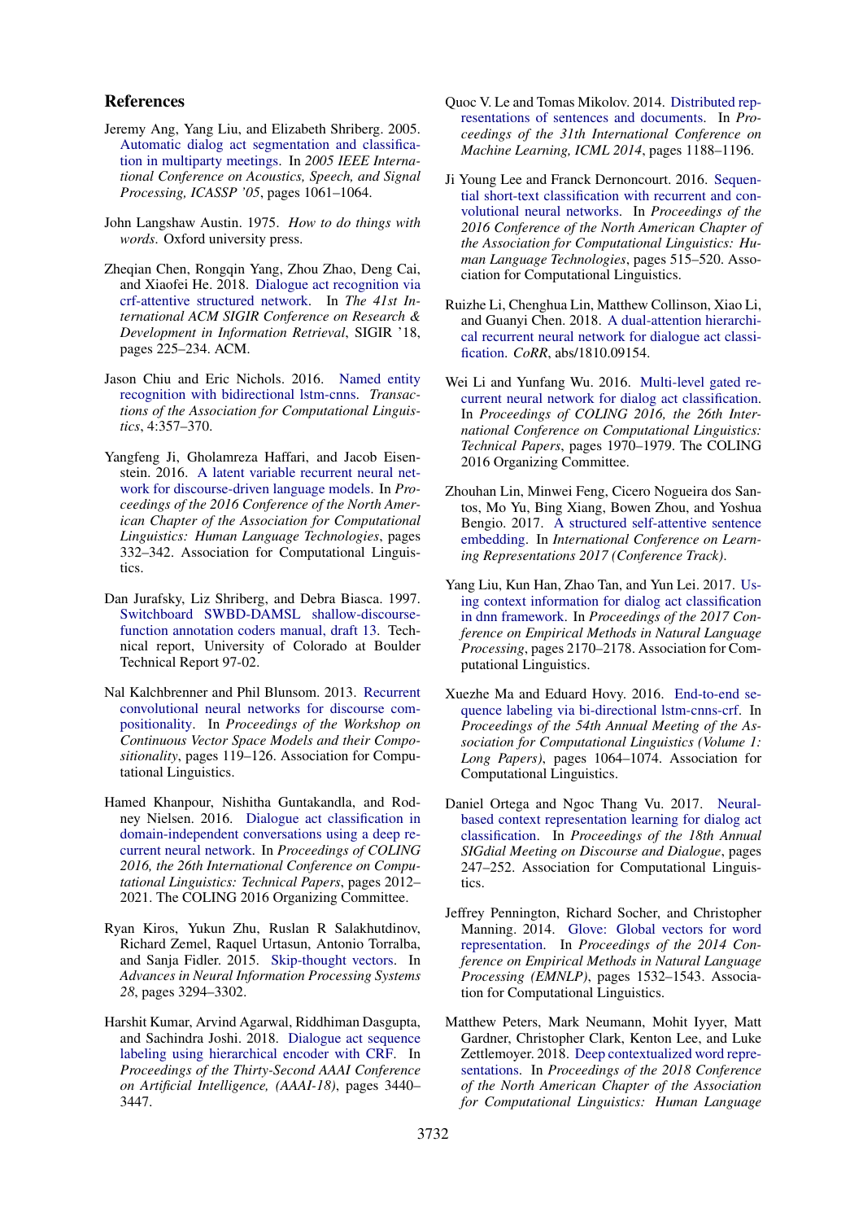## References

Jeremy Ang, Yang Liu, and Elizabeth Shriberg. 2005. Automatic dialog act segmentation and classification in multiparty meetings. In *2005 IEEE International Conference on Acoustics, Speech, and Signal Processing, ICASSP '05*, pages 1061–1064.

John Langshaw Austin. 1975. *How to do things with words*. Oxford university press.

Zheqian Chen, Rongqin Yang, Zhou Zhao, Deng Cai, and Xiaofei He. 2018. Dialogue act recognition via crf-attentive structured network. In *The 41st International ACM SIGIR Conference on Research & Development in Information Retrieval*, SIGIR '18, pages 225–234. ACM.

Jason Chiu and Eric Nichols. 2016. Named entity recognition with bidirectional lstm-cnns. *Transactions of the Association for Computational Linguistics*, 4:357–370.

Yangfeng Ji, Gholamreza Haffari, and Jacob Eisenstein. 2016. A latent variable recurrent neural network for discourse-driven language models. In *Proceedings of the 2016 Conference of the North American Chapter of the Association for Computational Linguistics: Human Language Technologies*, pages 332–342. Association for Computational Linguistics.

Dan Jurafsky, Liz Shriberg, and Debra Biasca. 1997. Switchboard SWBD-DAMSL shallow-discourse-function annotation coders manual, draft 13. Technical report, University of Colorado at Boulder Technical Report 97-02.

Nal Kalchbrenner and Phil Blunsom. 2013. Recurrent convolutional neural networks for discourse compositionality. In *Proceedings of the Workshop on Continuous Vector Space Models and their Compositionality*, pages 119–126. Association for Computational Linguistics.

Hamed Khanpour, Nishitha Guntakandla, and Rodney Nielsen. 2016. Dialogue act classification in domain-independent conversations using a deep recurrent neural network. In *Proceedings of COLING 2016, the 26th International Conference on Computational Linguistics: Technical Papers*, pages 2012–2021. The COLING 2016 Organizing Committee.

Ryan Kiros, Yukun Zhu, Ruslan R Salakhutdinov, Richard Zemel, Raquel Urtasun, Antonio Torralba, and Sanja Fidler. 2015. Skip-thought vectors. In *Advances in Neural Information Processing Systems 28*, pages 3294–3302.

Harshit Kumar, Arvind Agarwal, Riddhiman Dasgupta, and Sachindra Joshi. 2018. Dialogue act sequence labeling using hierarchical encoder with CRF. In *Proceedings of the Thirty-Second AAAI Conference on Artificial Intelligence, (AAAI-18)*, pages 3440–3447.

Quoc V. Le and Tomas Mikolov. 2014. Distributed representations of sentences and documents. In *Proceedings of the 31th International Conference on Machine Learning, ICML 2014*, pages 1188–1196.

Ji Young Lee and Franck Dernoncourt. 2016. Sequential short-text classification with recurrent and convolutional neural networks. In *Proceedings of the 2016 Conference of the North American Chapter of the Association for Computational Linguistics: Human Language Technologies*, pages 515–520. Association for Computational Linguistics.

Ruizhe Li, Chenghua Lin, Matthew Collinson, Xiao Li, and Guanyi Chen. 2018. A dual-attention hierarchical recurrent neural network for dialogue act classification. *CoRR*, abs/1810.09154.

Wei Li and Yunfang Wu. 2016. Multi-level gated recurrent neural network for dialog act classification. In *Proceedings of COLING 2016, the 26th International Conference on Computational Linguistics: Technical Papers*, pages 1970–1979. The COLING 2016 Organizing Committee.

Zhouhan Lin, Minwei Feng, Cicero Nogueira dos Santos, Mo Yu, Bing Xiang, Bowen Zhou, and Yoshua Bengio. 2017. A structured self-attentive sentence embedding. In *International Conference on Learning Representations 2017 (Conference Track)*.

Yang Liu, Kun Han, Zhao Tan, and Yun Lei. 2017. Using context information for dialog act classification in dnn framework. In *Proceedings of the 2017 Conference on Empirical Methods in Natural Language Processing*, pages 2170–2178. Association for Computational Linguistics.

Xuezhe Ma and Eduard Hovy. 2016. End-to-end sequence labeling via bi-directional lstm-cnns-crf. In *Proceedings of the 54th Annual Meeting of the Association for Computational Linguistics (Volume 1: Long Papers)*, pages 1064–1074. Association for Computational Linguistics.

Daniel Ortega and Ngoc Thang Vu. 2017. Neural-based context representation learning for dialog act classification. In *Proceedings of the 18th Annual SIGdial Meeting on Discourse and Dialogue*, pages 247–252. Association for Computational Linguistics.

Jeffrey Pennington, Richard Socher, and Christopher Manning. 2014. Glove: Global vectors for word representation. In *Proceedings of the 2014 Conference on Empirical Methods in Natural Language Processing (EMNLP)*, pages 1532–1543. Association for Computational Linguistics.

Matthew Peters, Mark Neumann, Mohit Iyyer, Matt Gardner, Christopher Clark, Kenton Lee, and Luke Zettlemoyer. 2018. Deep contextualized word representations. In *Proceedings of the 2018 Conference of the North American Chapter of the Association for Computational Linguistics: Human Language*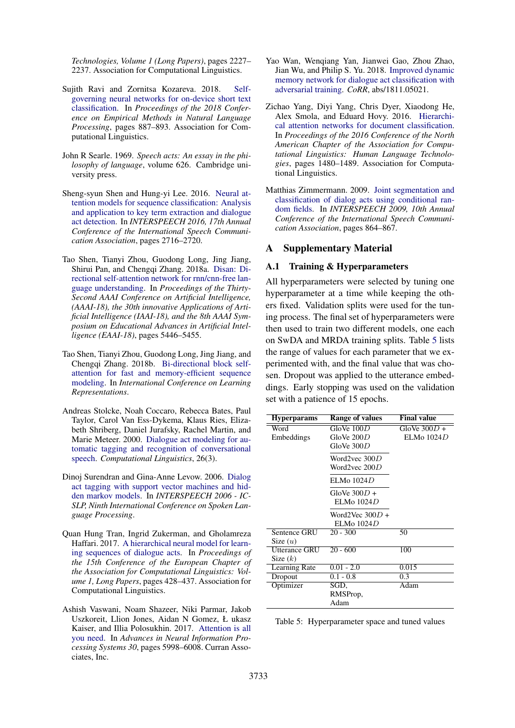Technologies, Volume 1 (Long Papers)*, pages 2227–2237. Association for Computational Linguistics.

Sujith Ravi and Zornitsa Kozareva. 2018. Self-governing neural networks for on-device short text classification. In *Proceedings of the 2018 Conference on Empirical Methods in Natural Language Processing*, pages 887–893. Association for Computational Linguistics.

John R Searle. 1969. *Speech acts: An essay in the philosophy of language*, volume 626. Cambridge university press.

Sheng-syun Shen and Hung-yi Lee. 2016. Neural attention models for sequence classification: Analysis and application to key term extraction and dialogue act detection. In *INTERSPEECH 2016, 17th Annual Conference of the International Speech Communication Association*, pages 2716–2720.

Tao Shen, Tianyi Zhou, Guodong Long, Jing Jiang, Shirui Pan, and Chengqi Zhang. 2018a. Disan: Directional self-attention network for rnn/cnn-free language understanding. In *Proceedings of the Thirty-Second AAAI Conference on Artificial Intelligence, (AAAI-18), the 30th innovative Applications of Artificial Intelligence (IAAI-18), and the 8th AAAI Symposium on Educational Advances in Artificial Intelligence (EAAI-18)*, pages 5446–5455.

Tao Shen, Tianyi Zhou, Guodong Long, Jing Jiang, and Chengqi Zhang. 2018b. Bi-directional block self-attention for fast and memory-efficient sequence modeling. In *International Conference on Learning Representations*.

Andreas Stolcke, Noah Coccaro, Rebecca Bates, Paul Taylor, Carol Van Ess-Dykema, Klaus Ries, Elizabeth Shriberg, Daniel Jurafsky, Rachel Martin, and Marie Meteer. 2000. Dialogue act modeling for automatic tagging and recognition of conversational speech. *Computational Linguistics*, 26(3).

Dinoj Surendran and Gina-Anne Levow. 2006. Dialog act tagging with support vector machines and hidden markov models. In *INTERSPEECH 2006 - ICSLP, Ninth International Conference on Spoken Language Processing*.

Quan Hung Tran, Ingrid Zukerman, and Gholamreza Haffari. 2017. A hierarchical neural model for learning sequences of dialogue acts. In *Proceedings of the 15th Conference of the European Chapter of the Association for Computational Linguistics: Volume 1, Long Papers*, pages 428–437. Association for Computational Linguistics.

Ashish Vaswani, Noam Shazeer, Niki Parmar, Jakob Uszkoreit, Llion Jones, Aidan N Gomez, Ł ukasz Kaiser, and Illia Polosukhin. 2017. Attention is all you need. In *Advances in Neural Information Processing Systems 30*, pages 5998–6008. Curran Associates, Inc.

Yao Wan, Wenqiang Yan, Jianwei Gao, Zhou Zhao, Jian Wu, and Philip S. Yu. 2018. Improved dynamic memory network for dialogue act classification with adversarial training. *CoRR*, abs/1811.05021.

Zichao Yang, Diyi Yang, Chris Dyer, Xiaodong He, Alex Smola, and Eduard Hovy. 2016. Hierarchical attention networks for document classification. In *Proceedings of the 2016 Conference of the North American Chapter of the Association for Computational Linguistics: Human Language Technologies*, pages 1480–1489. Association for Computational Linguistics.

Matthias Zimmermann. 2009. Joint segmentation and classification of dialog acts using conditional random fields. In *INTERSPEECH 2009, 10th Annual Conference of the International Speech Communication Association*, pages 864–867.

# A Supplementary Material

## A.1 Training & Hyperparameters

All hyperparameters were selected by tuning one hyperparameter at a time while keeping the others fixed. Validation splits were used for the tuning process. The final set of hyperparameters were then used to train two different models, one each on SwDA and MRDA training splits. Table 5 lists the range of values for each parameter that we experimented with, and the final value that was chosen. Dropout was applied to the utterance embeddings. Early stopping was used on the validation set with a patience of 15 epochs.

| Hyperparams | Range of values | Final value |
|---|---|---|
| Word Embeddings | GloVe 100$D$, GloVe 200$D$, GloVe 300$D$ | GloVe 300$D$ + ELMo 1024$D$ |
| | Word2vec 300$D$, Word2vec 200$D$ | |
| | ELMo 1024$D$ | |
| | GloVe 300$D$ + ELMo 1024$D$ | |
| | Word2Vec 300$D$ + ELMo 1024$D$ | |
| Sentence GRU Size ($u$) | 20 - 300 | 50 |
| Utterance GRU Size ($k$) | 20 - 600 | 100 |
| Learning Rate | 0.01 - 2.0 | 0.015 |
| Dropout | 0.1 - 0.8 | 0.3 |
| Optimizer | SGD, RMSProp, Adam | Adam |

Table 5: Hyperparameter space and tuned values